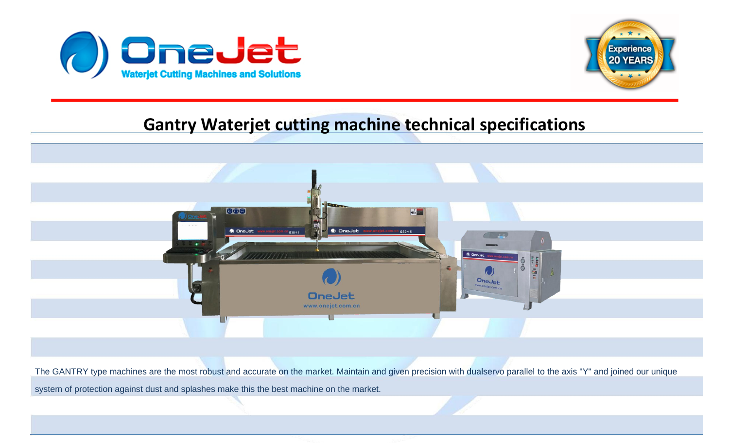# Gantry Waterjet cutting machine technical specifications

The GANTRY type machines are the most robust and accurate on the market. Maintain and given precision with dualservo parallel to the axis "Y" and joined our unique system of protection against dust and splashes make this the best machine on the market.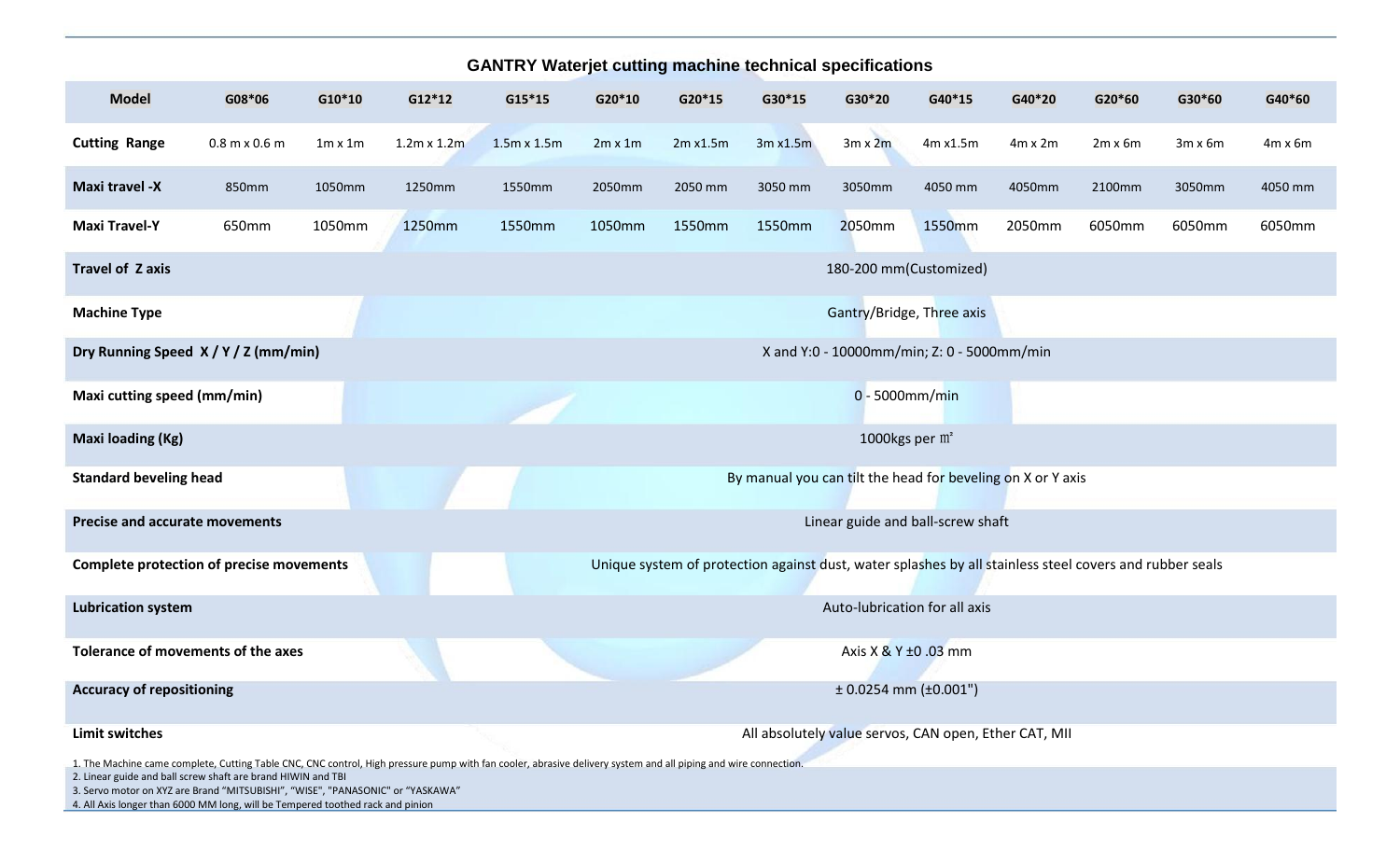## GANTRY Waterjet cutting machine technical specifications

| Model | G08*06 | G10*10 | G12*12 | G15*15 | G20*10 | G20*15 | G30*15 | G30*20 | G40*15 | G40*20 | G20*60 | G30*60 | G40*60 |
|---|---|---|---|---|---|---|---|---|---|---|---|---|---|
| Cutting Range | 0.8 m x 0.6 m | 1m x 1m | 1.2m x 1.2m | 1.5m x 1.5m | 2m x 1m | 2m x1.5m | 3m x1.5m | 3m x 2m | 4m x1.5m | 4m x 2m | 2m x 6m | 3m x 6m | 4m x 6m |
| Maxi travel -X | 850mm | 1050mm | 1250mm | 1550mm | 2050mm | 2050 mm | 3050 mm | 3050mm | 4050 mm | 4050mm | 2100mm | 3050mm | 4050 mm |
| Maxi Travel-Y | 650mm | 1050mm | 1250mm | 1550mm | 1050mm | 1550mm | 1550mm | 2050mm | 1550mm | 2050mm | 6050mm | 6050mm | 6050mm |
| Travel of Z axis | 180-200 mm(Customized) | | | | | | | | | | | | |
| Machine Type | Gantry/Bridge, Three axis | | | | | | | | | | | | |
| Dry Running Speed X / Y / Z (mm/min) | X and Y:0 - 10000mm/min; Z: 0 - 5000mm/min | | | | | | | | | | | | |
| Maxi cutting speed (mm/min) | 0 - 5000mm/min | | | | | | | | | | | | |
| Maxi loading (Kg) | 1000kgs per ㎡ | | | | | | | | | | | | |
| Standard beveling head | By manual you can tilt the head for beveling on X or Y axis | | | | | | | | | | | | |
| Precise and accurate movements | Linear guide and ball-screw shaft | | | | | | | | | | | | |
| Complete protection of precise movements | Unique system of protection against dust, water splashes by all stainless steel covers and rubber seals | | | | | | | | | | | | |
| Lubrication system | Auto-lubrication for all axis | | | | | | | | | | | | |
| Tolerance of movements of the axes | Axis X & Y ±0 .03 mm | | | | | | | | | | | | |
| Accuracy of repositioning | ± 0.0254 mm (±0.001") | | | | | | | | | | | | |
| Limit switches | All absolutely value servos, CAN open, Ether CAT, MII | | | | | | | | | | | | |

1. The Machine came complete, Cutting Table CNC, CNC control, High pressure pump with fan cooler, abrasive delivery system and all piping and wire connection.
2. Linear guide and ball screw shaft are brand HIWIN and TBI
3. Servo motor on XYZ are Brand "MITSUBISHI", "WISE", "PANASONIC" or "YASKAWA"
4. All Axis longer than 6000 MM long, will be Tempered toothed rack and pinion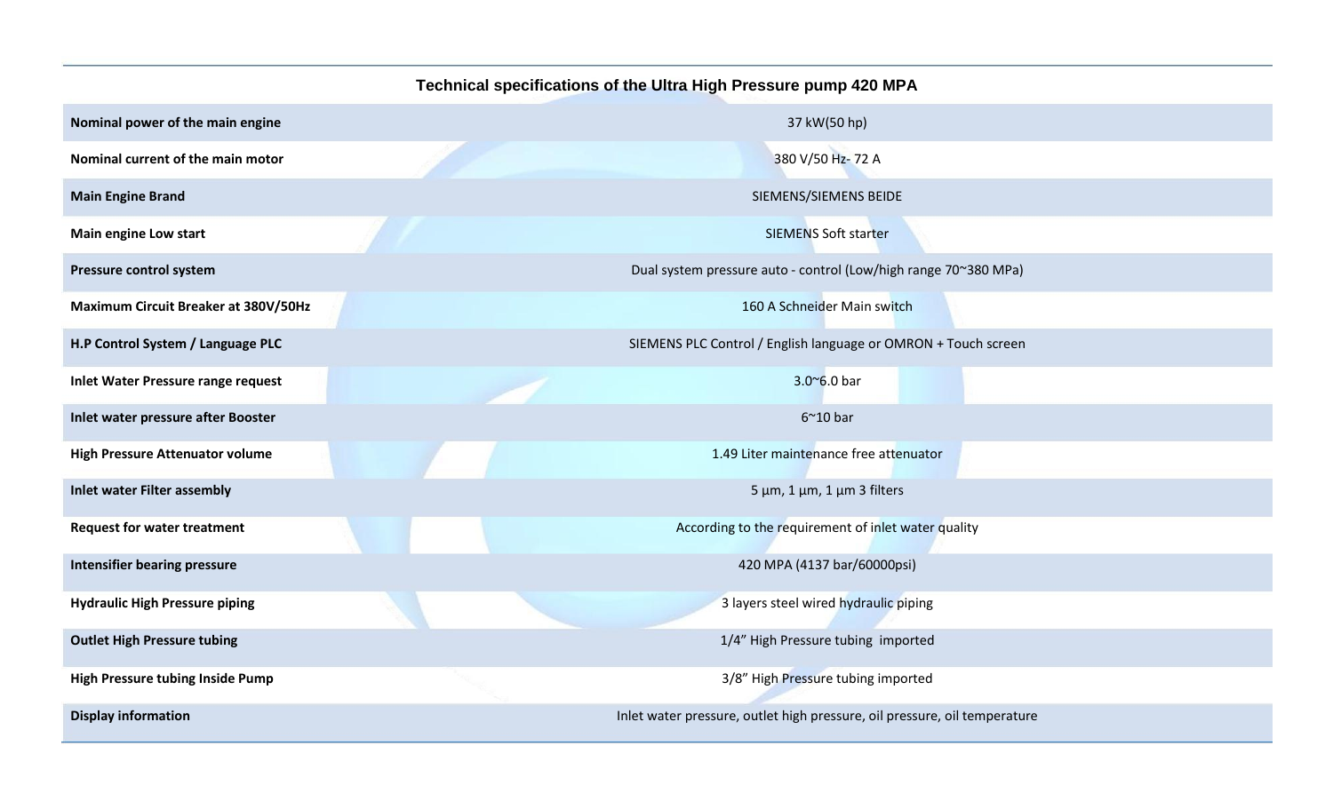**Technical specifications of the Ultra High Pressure pump 420 MPA**

| | |
|---|---|
| **Nominal power of the main engine** | 37 kW(50 hp) |
| **Nominal current of the main motor** | 380 V/50 Hz- 72 A |
| **Main Engine Brand** | SIEMENS/SIEMENS BEIDE |
| **Main engine Low start** | SIEMENS Soft starter |
| **Pressure control system** | Dual system pressure auto - control (Low/high range 70~380 MPa) |
| **Maximum Circuit Breaker at 380V/50Hz** | 160 A Schneider Main switch |
| **H.P Control System / Language PLC** | SIEMENS PLC Control / English language or OMRON + Touch screen |
| **Inlet Water Pressure range request** | 3.0~6.0 bar |
| **Inlet water pressure after Booster** | 6~10 bar |
| **High Pressure Attenuator volume** | 1.49 Liter maintenance free attenuator |
| **Inlet water Filter assembly** | 5 µm, 1 µm, 1 µm 3 filters |
| **Request for water treatment** | According to the requirement of inlet water quality |
| **Intensifier bearing pressure** | 420 MPA (4137 bar/60000psi) |
| **Hydraulic High Pressure piping** | 3 layers steel wired hydraulic piping |
| **Outlet High Pressure tubing** | 1/4" High Pressure tubing imported |
| **High Pressure tubing Inside Pump** | 3/8" High Pressure tubing imported |
| **Display information** | Inlet water pressure, outlet high pressure, oil pressure, oil temperature |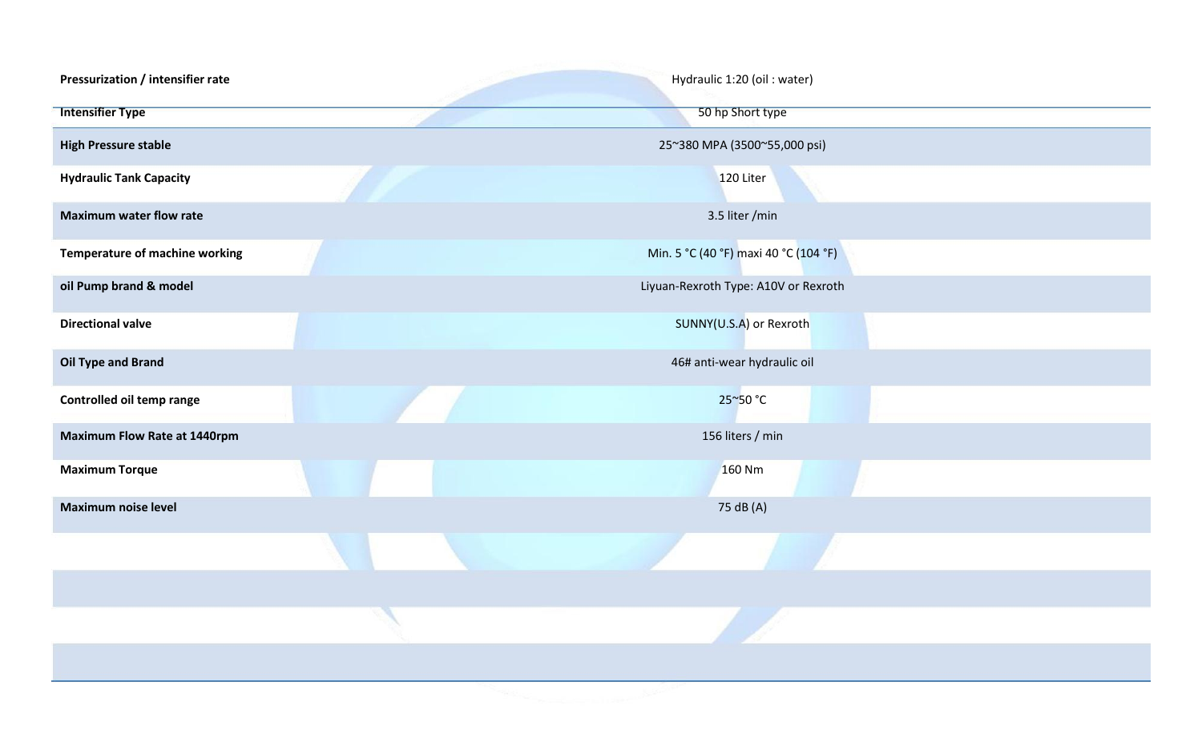| | |
|---|---|
| **Pressurization / intensifier rate** | Hydraulic 1:20 (oil : water) |
| **Intensifier Type** | 50 hp Short type |
| **High Pressure stable** | 25~380 MPA (3500~55,000 psi) |
| **Hydraulic Tank Capacity** | 120 Liter |
| **Maximum water flow rate** | 3.5 liter /min |
| **Temperature of machine working** | Min. 5 °C (40 °F) maxi 40 °C (104 °F) |
| **oil Pump brand & model** | Liyuan-Rexroth Type: A10V or Rexroth |
| **Directional valve** | SUNNY(U.S.A) or Rexroth |
| **Oil Type and Brand** | 46# anti-wear hydraulic oil |
| **Controlled oil temp range** | 25~50 °C |
| **Maximum Flow Rate at 1440rpm** | 156 liters / min |
| **Maximum Torque** | 160 Nm |
| **Maximum noise level** | 75 dB (A) |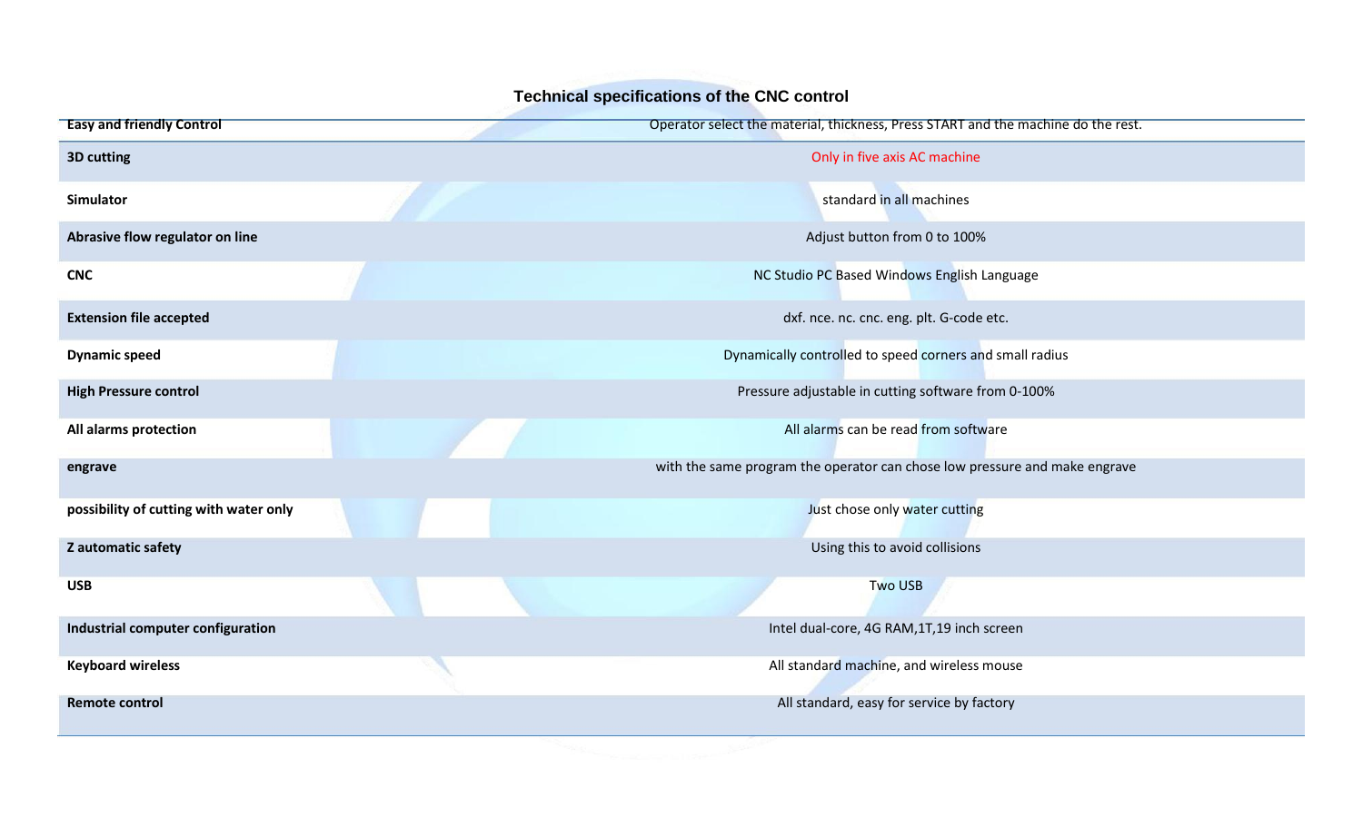### Technical specifications of the CNC control

| | |
|---|---|
| **Easy and friendly Control** | Operator select the material, thickness, Press START and the machine do the rest. |
| **3D cutting** | Only in five axis AC machine |
| **Simulator** | standard in all machines |
| **Abrasive flow regulator on line** | Adjust button from 0 to 100% |
| **CNC** | NC Studio PC Based Windows English Language |
| **Extension file accepted** | dxf. nce. nc. cnc. eng. plt. G-code etc. |
| **Dynamic speed** | Dynamically controlled to speed corners and small radius |
| **High Pressure control** | Pressure adjustable in cutting software from 0-100% |
| **All alarms protection** | All alarms can be read from software |
| **engrave** | with the same program the operator can chose low pressure and make engrave |
| **possibility of cutting with water only** | Just chose only water cutting |
| **Z automatic safety** | Using this to avoid collisions |
| **USB** | Two USB |
| **Industrial computer configuration** | Intel dual-core, 4G RAM,1T,19 inch screen |
| **Keyboard wireless** | All standard machine, and wireless mouse |
| **Remote control** | All standard, easy for service by factory |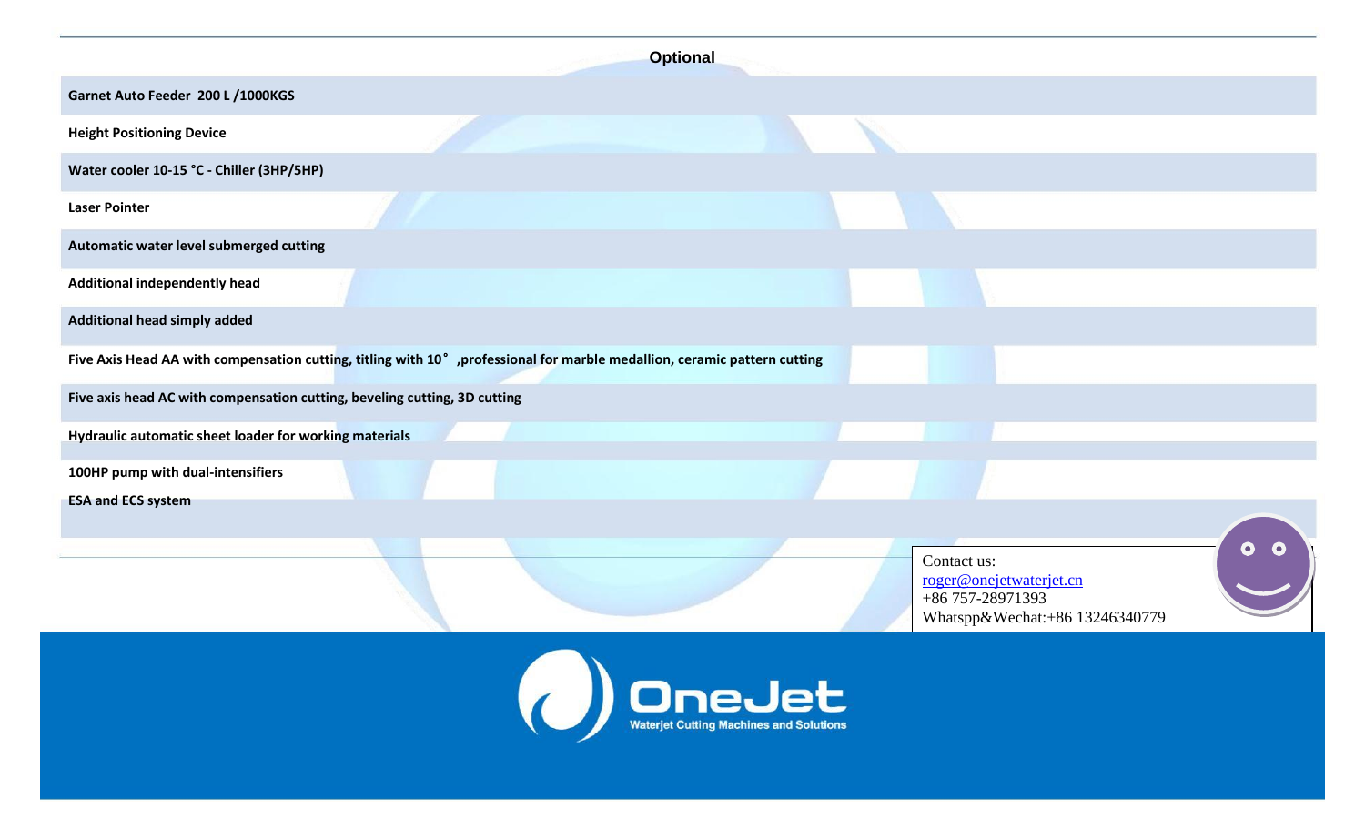| Optional |
| --- |
| Garnet Auto Feeder 200 L /1000KGS |
| Height Positioning Device |
| Water cooler 10-15 °C - Chiller (3HP/5HP) |
| Laser Pointer |
| Automatic water level submerged cutting |
| Additional independently head |
| Additional head simply added |
| Five Axis Head AA with compensation cutting, titling with 10° ,professional for marble medallion, ceramic pattern cutting |
| Five axis head AC with compensation cutting, beveling cutting, 3D cutting |
| Hydraulic automatic sheet loader for working materials |
| 100HP pump with dual-intensifiers |
| ESA and ECS system |

Contact us:
roger@onejetwaterjet.cn
+86 757-28971393
Whatspp&Wechat:+86 13246340779

OneJet
Waterjet Cutting Machines and Solutions